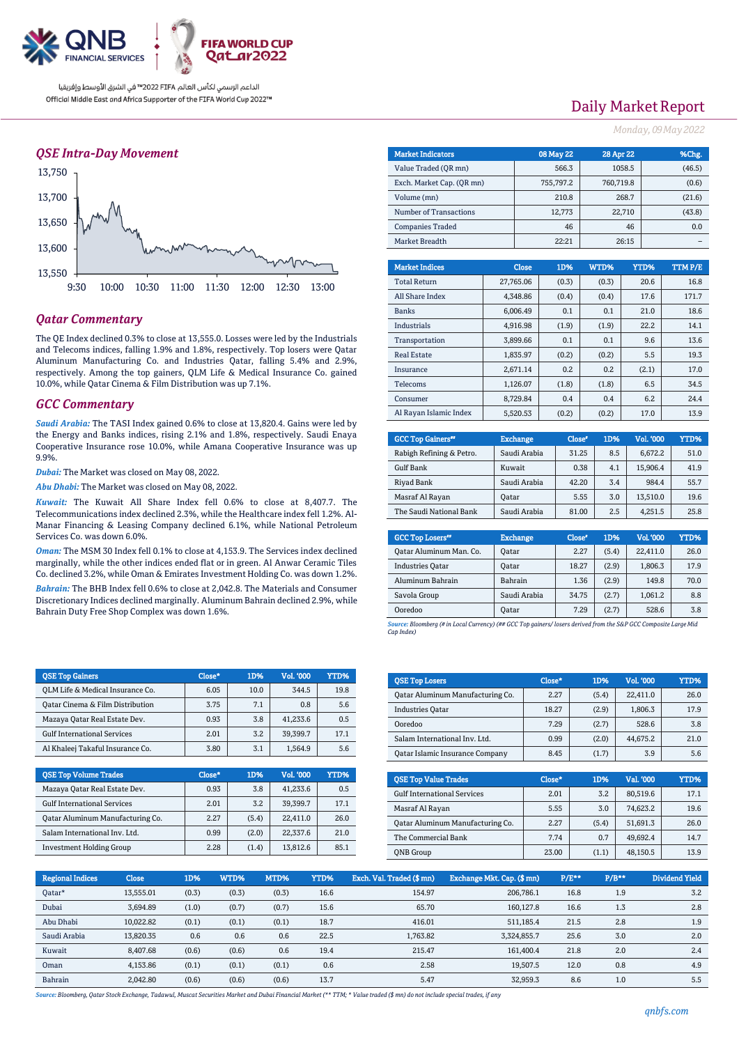الداعم الرسمي لكأس العالم FIFA 2022™ في الشرق الأوسط وإفريقيا
Official Middle East and Africa Supporter of the FIFA World Cup 2022™

# Daily Market Report

*Monday, 09 May 2022*

## QSE Intra-Day Movement

## Qatar Commentary

The QE Index declined 0.3% to close at 13,555.0. Losses were led by the Industrials and Telecoms indices, falling 1.9% and 1.8%, respectively. Top losers were Qatar Aluminum Manufacturing Co. and Industries Qatar, falling 5.4% and 2.9%, respectively. Among the top gainers, QLM Life & Medical Insurance Co. gained 10.0%, while Qatar Cinema & Film Distribution was up 7.1%.

## GCC Commentary

*Saudi Arabia:* The TASI Index gained 0.6% to close at 13,820.4. Gains were led by the Energy and Banks indices, rising 2.1% and 1.8%, respectively. Saudi Enaya Cooperative Insurance rose 10.0%, while Amana Cooperative Insurance was up 9.9%.

*Dubai:* The Market was closed on May 08, 2022.

*Abu Dhabi:* The Market was closed on May 08, 2022.

*Kuwait:* The Kuwait All Share Index fell 0.6% to close at 8,407.7. The Telecommunications index declined 2.3%, while the Healthcare index fell 1.2%. Al-Manar Financing & Leasing Company declined 6.1%, while National Petroleum Services Co. was down 6.0%.

*Oman:* The MSM 30 Index fell 0.1% to close at 4,153.9. The Services index declined marginally, while the other indices ended flat or in green. Al Anwar Ceramic Tiles Co. declined 3.2%, while Oman & Emirates Investment Holding Co. was down 1.2%.

*Bahrain:* The BHB Index fell 0.6% to close at 2,042.8. The Materials and Consumer Discretionary Indices declined marginally. Aluminum Bahrain declined 2.9%, while Bahrain Duty Free Shop Complex was down 1.6%.

| Market Indicators | 08 May 22 | 28 Apr 22 | %Chg. |
|---|---|---|---|
| Value Traded (QR mn) | 566.3 | 1058.5 | (46.5) |
| Exch. Market Cap. (QR mn) | 755,797.2 | 760,719.8 | (0.6) |
| Volume (mn) | 210.8 | 268.7 | (21.6) |
| Number of Transactions | 12,773 | 22,710 | (43.8) |
| Companies Traded | 46 | 46 | 0.0 |
| Market Breadth | 22:21 | 26:15 | – |

| Market Indices | Close | 1D% | WTD% | YTD% | TTM P/E |
|---|---|---|---|---|---|
| Total Return | 27,765.06 | (0.3) | (0.3) | 20.6 | 16.8 |
| All Share Index | 4,348.86 | (0.4) | (0.4) | 17.6 | 171.7 |
| Banks | 6,006.49 | 0.1 | 0.1 | 21.0 | 18.6 |
| Industrials | 4,916.98 | (1.9) | (1.9) | 22.2 | 14.1 |
| Transportation | 3,899.66 | 0.1 | 0.1 | 9.6 | 13.6 |
| Real Estate | 1,835.97 | (0.2) | (0.2) | 5.5 | 19.3 |
| Insurance | 2,671.14 | 0.2 | 0.2 | (2.1) | 17.0 |
| Telecoms | 1,126.07 | (1.8) | (1.8) | 6.5 | 34.5 |
| Consumer | 8,729.84 | 0.4 | 0.4 | 6.2 | 24.4 |
| Al Rayan Islamic Index | 5,520.53 | (0.2) | (0.2) | 17.0 | 13.9 |

| GCC Top Gainers## | Exchange | Close# | 1D% | Vol. '000 | YTD% |
|---|---|---|---|---|---|
| Rabigh Refining & Petro. | Saudi Arabia | 31.25 | 8.5 | 6,672.2 | 51.0 |
| Gulf Bank | Kuwait | 0.38 | 4.1 | 15,906.4 | 41.9 |
| Riyad Bank | Saudi Arabia | 42.20 | 3.4 | 984.4 | 55.7 |
| Masraf Al Rayan | Qatar | 5.55 | 3.0 | 13,510.0 | 19.6 |
| The Saudi National Bank | Saudi Arabia | 81.00 | 2.5 | 4,251.5 | 25.8 |

| GCC Top Losers## | Exchange | Close# | 1D% | Vol. '000 | YTD% |
|---|---|---|---|---|---|
| Qatar Aluminum Man. Co. | Qatar | 2.27 | (5.4) | 22,411.0 | 26.0 |
| Industries Qatar | Qatar | 18.27 | (2.9) | 1,806.3 | 17.9 |
| Aluminum Bahrain | Bahrain | 1.36 | (2.9) | 149.8 | 70.0 |
| Savola Group | Saudi Arabia | 34.75 | (2.7) | 1,061.2 | 8.8 |
| Ooredoo | Qatar | 7.29 | (2.7) | 528.6 | 3.8 |

*Source: Bloomberg (# in Local Currency) (## GCC Top gainers/ losers derived from the S&P GCC Composite Large Mid Cap Index)*

| QSE Top Gainers | Close* | 1D% | Vol. '000 | YTD% |
|---|---|---|---|---|
| QLM Life & Medical Insurance Co. | 6.05 | 10.0 | 344.5 | 19.8 |
| Qatar Cinema & Film Distribution | 3.75 | 7.1 | 0.8 | 5.6 |
| Mazaya Qatar Real Estate Dev. | 0.93 | 3.8 | 41,233.6 | 0.5 |
| Gulf International Services | 2.01 | 3.2 | 39,399.7 | 17.1 |
| Al Khaleej Takaful Insurance Co. | 3.80 | 3.1 | 1,564.9 | 5.6 |

| QSE Top Volume Trades | Close* | 1D% | Vol. '000 | YTD% |
|---|---|---|---|---|
| Mazaya Qatar Real Estate Dev. | 0.93 | 3.8 | 41,233.6 | 0.5 |
| Gulf International Services | 2.01 | 3.2 | 39,399.7 | 17.1 |
| Qatar Aluminum Manufacturing Co. | 2.27 | (5.4) | 22,411.0 | 26.0 |
| Salam International Inv. Ltd. | 0.99 | (2.0) | 22,337.6 | 21.0 |
| Investment Holding Group | 2.28 | (1.4) | 13,812.6 | 85.1 |

| QSE Top Losers | Close* | 1D% | Vol. '000 | YTD% |
|---|---|---|---|---|
| Qatar Aluminum Manufacturing Co. | 2.27 | (5.4) | 22,411.0 | 26.0 |
| Industries Qatar | 18.27 | (2.9) | 1,806.3 | 17.9 |
| Ooredoo | 7.29 | (2.7) | 528.6 | 3.8 |
| Salam International Inv. Ltd. | 0.99 | (2.0) | 44,675.2 | 21.0 |
| Qatar Islamic Insurance Company | 8.45 | (1.7) | 3.9 | 5.6 |

| QSE Top Value Trades | Close* | 1D% | Val. '000 | YTD% |
|---|---|---|---|---|
| Gulf International Services | 2.01 | 3.2 | 80,519.6 | 17.1 |
| Masraf Al Rayan | 5.55 | 3.0 | 74,623.2 | 19.6 |
| Qatar Aluminum Manufacturing Co. | 2.27 | (5.4) | 51,691.3 | 26.0 |
| The Commercial Bank | 7.74 | 0.7 | 49,692.4 | 14.7 |
| QNB Group | 23.00 | (1.1) | 48,150.5 | 13.9 |

| Regional Indices | Close | 1D% | WTD% | MTD% | YTD% | Exch. Val. Traded ($ mn) | Exchange Mkt. Cap. ($ mn) | P/E** | P/B** | Dividend Yield |
|---|---|---|---|---|---|---|---|---|---|---|
| Qatar* | 13,555.01 | (0.3) | (0.3) | (0.3) | 16.6 | 154.97 | 206,786.1 | 16.8 | 1.9 | 3.2 |
| Dubai | 3,694.89 | (1.0) | (0.7) | (0.7) | 15.6 | 65.70 | 160,127.8 | 16.6 | 1.3 | 2.8 |
| Abu Dhabi | 10,022.82 | (0.1) | (0.1) | (0.1) | 18.7 | 416.01 | 511,185.4 | 21.5 | 2.8 | 1.9 |
| Saudi Arabia | 13,820.35 | 0.6 | 0.6 | 0.6 | 22.5 | 1,763.82 | 3,324,855.7 | 25.6 | 3.0 | 2.0 |
| Kuwait | 8,407.68 | (0.6) | (0.6) | 0.6 | 19.4 | 215.47 | 161,400.4 | 21.8 | 2.0 | 2.4 |
| Oman | 4,153.86 | (0.1) | (0.1) | (0.1) | 0.6 | 2.58 | 19,507.5 | 12.0 | 0.8 | 4.9 |
| Bahrain | 2,042.80 | (0.6) | (0.6) | (0.6) | 13.7 | 5.47 | 32,959.3 | 8.6 | 1.0 | 5.5 |

*Source: Bloomberg, Qatar Stock Exchange, Tadawul, Muscat Securities Market and Dubai Financial Market (** TTM; * Value traded ($ mn) do not include special trades, if any*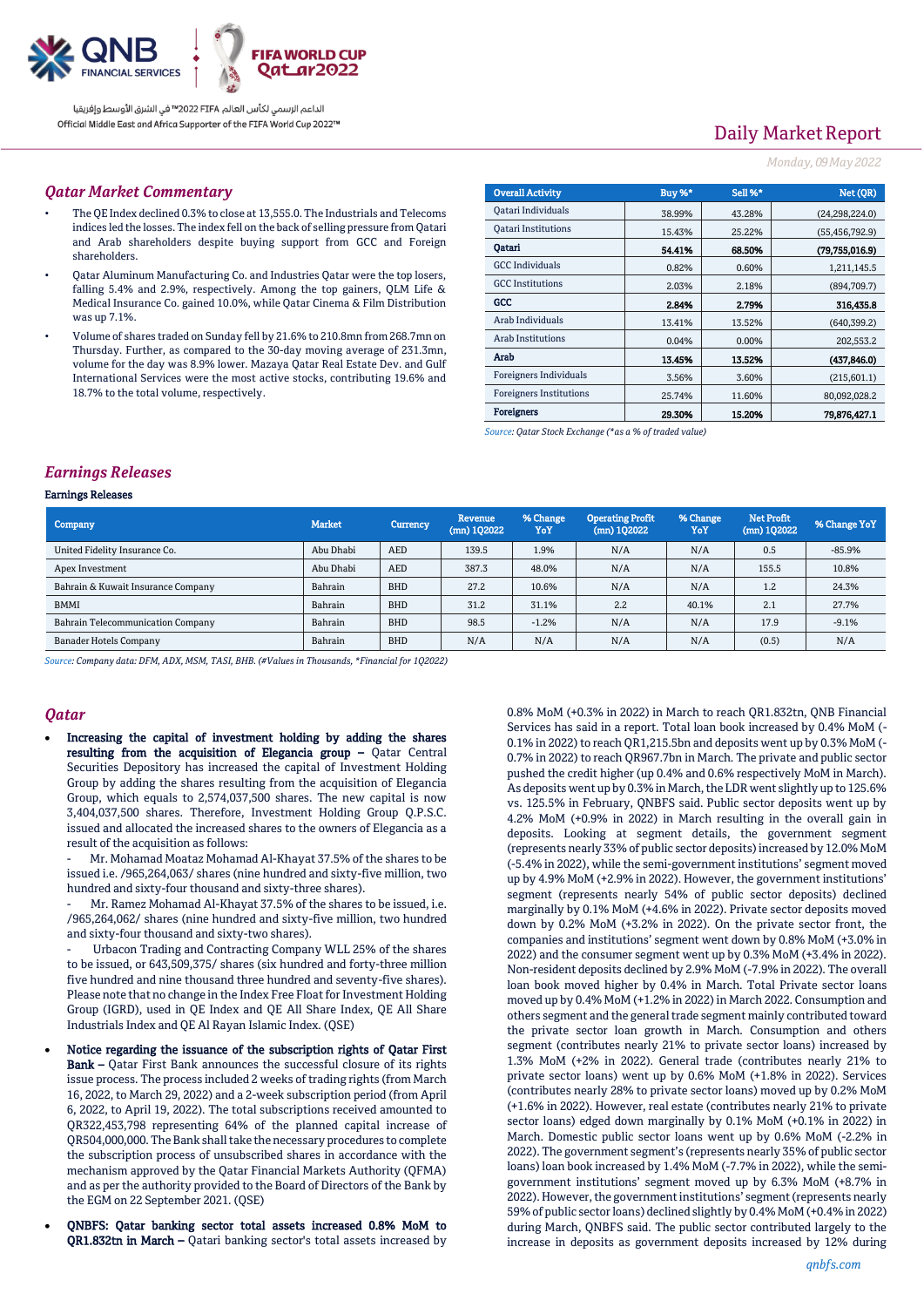## Qatar Market Commentary

- The QE Index declined 0.3% to close at 13,555.0. The Industrials and Telecoms indices led the losses. The index fell on the back of selling pressure from Qatari and Arab shareholders despite buying support from GCC and Foreign shareholders.
- Qatar Aluminum Manufacturing Co. and Industries Qatar were the top losers, falling 5.4% and 2.9%, respectively. Among the top gainers, QLM Life & Medical Insurance Co. gained 10.0%, while Qatar Cinema & Film Distribution was up 7.1%.
- Volume of shares traded on Sunday fell by 21.6% to 210.8mn from 268.7mn on Thursday. Further, as compared to the 30-day moving average of 231.3mn, volume for the day was 8.9% lower. Mazaya Qatar Real Estate Dev. and Gulf International Services were the most active stocks, contributing 19.6% and 18.7% to the total volume, respectively.

| Overall Activity | Buy %* | Sell %* | Net (QR) |
|---|---|---|---|
| Qatari Individuals | 38.99% | 43.28% | (24,298,224.0) |
| Qatari Institutions | 15.43% | 25.22% | (55,456,792.9) |
| **Qatari** | **54.41%** | **68.50%** | **(79,755,016.9)** |
| GCC Individuals | 0.82% | 0.60% | 1,211,145.5 |
| GCC Institutions | 2.03% | 2.18% | (894,709.7) |
| **GCC** | **2.84%** | **2.79%** | **316,435.8** |
| Arab Individuals | 13.41% | 13.52% | (640,399.2) |
| Arab Institutions | 0.04% | 0.00% | 202,553.2 |
| **Arab** | **13.45%** | **13.52%** | **(437,846.0)** |
| Foreigners Individuals | 3.56% | 3.60% | (215,601.1) |
| Foreigners Institutions | 25.74% | 11.60% | 80,092,028.2 |
| **Foreigners** | **29.30%** | **15.20%** | **79,876,427.1** |

*Source: Qatar Stock Exchange (\*as a % of traded value)*

## Earnings Releases

**Earnings Releases**

| Company | Market | Currency | Revenue (mn) 1Q2022 | % Change YoY | Operating Profit (mn) 1Q2022 | % Change YoY | Net Profit (mn) 1Q2022 | % Change YoY |
|---|---|---|---|---|---|---|---|---|
| United Fidelity Insurance Co. | Abu Dhabi | AED | 139.5 | 1.9% | N/A | N/A | 0.5 | -85.9% |
| Apex Investment | Abu Dhabi | AED | 387.3 | 48.0% | N/A | N/A | 155.5 | 10.8% |
| Bahrain & Kuwait Insurance Company | Bahrain | BHD | 27.2 | 10.6% | N/A | N/A | 1.2 | 24.3% |
| BMMI | Bahrain | BHD | 31.2 | 31.1% | 2.2 | 40.1% | 2.1 | 27.7% |
| Bahrain Telecommunication Company | Bahrain | BHD | 98.5 | -1.2% | N/A | N/A | 17.9 | -9.1% |
| Banader Hotels Company | Bahrain | BHD | N/A | N/A | N/A | N/A | (0.5) | N/A |

*Source: Company data: DFM, ADX, MSM, TASI, BHB. (#Values in Thousands, \*Financial for 1Q2022)*

## Qatar

- **Increasing the capital of investment holding by adding the shares resulting from the acquisition of Elegancia group –** Qatar Central Securities Depository has increased the capital of Investment Holding Group by adding the shares resulting from the acquisition of Elegancia Group, which equals to 2,574,037,500 shares. The new capital is now 3,404,037,500 shares. Therefore, Investment Holding Group Q.P.S.C. issued and allocated the increased shares to the owners of Elegancia as a result of the acquisition as follows:
  - Mr. Mohamad Moataz Mohamad Al-Khayat 37.5% of the shares to be issued i.e. /965,264,063/ shares (nine hundred and sixty-five million, two hundred and sixty-four thousand and sixty-three shares).
  - Mr. Ramez Mohamad Al-Khayat 37.5% of the shares to be issued, i.e. /965,264,062/ shares (nine hundred and sixty-five million, two hundred and sixty-four thousand and sixty-two shares).
  - Urbacon Trading and Contracting Company WLL 25% of the shares to be issued, or 643,509,375/ shares (six hundred and forty-three million five hundred and nine thousand three hundred and seventy-five shares). Please note that no change in the Index Free Float for Investment Holding Group (IGRD), used in QE Index and QE All Share Index, QE All Share Industrials Index and QE Al Rayan Islamic Index. (QSE)
- **Notice regarding the issuance of the subscription rights of Qatar First Bank –** Qatar First Bank announces the successful closure of its rights issue process. The process included 2 weeks of trading rights (from March 16, 2022, to March 29, 2022) and a 2-week subscription period (from April 6, 2022, to April 19, 2022). The total subscriptions received amounted to QR322,453,798 representing 64% of the planned capital increase of QR504,000,000. The Bank shall take the necessary procedures to complete the subscription process of unsubscribed shares in accordance with the mechanism approved by the Qatar Financial Markets Authority (QFMA) and as per the authority provided to the Board of Directors of the Bank by the EGM on 22 September 2021. (QSE)
- **QNBFS: Qatar banking sector total assets increased 0.8% MoM to QR1.832tn in March –** Qatari banking sector's total assets increased by 0.8% MoM (+0.3% in 2022) in March to reach QR1.832tn, QNB Financial Services has said in a report. Total loan book increased by 0.4% MoM (-0.1% in 2022) to reach QR1,215.5bn and deposits went up by 0.3% MoM (-0.7% in 2022) to reach QR967.7bn in March. The private and public sector pushed the credit higher (up 0.4% and 0.6% respectively MoM in March). As deposits went up by 0.3% in March, the LDR went slightly up to 125.6% vs. 125.5% in February, QNBFS said. Public sector deposits went up by 4.2% MoM (+0.9% in 2022) in March resulting in the overall gain in deposits. Looking at segment details, the government segment (represents nearly 33% of public sector deposits) increased by 12.0% MoM (-5.4% in 2022), while the semi-government institutions' segment moved up by 4.9% MoM (+2.9% in 2022). However, the government institutions' segment (represents nearly 54% of public sector deposits) declined marginally by 0.1% MoM (+4.6% in 2022). Private sector deposits moved down by 0.2% MoM (+3.2% in 2022). On the private sector front, the companies and institutions' segment went down by 0.8% MoM (+3.0% in 2022) and the consumer segment went up by 0.3% MoM (+3.4% in 2022). Non-resident deposits declined by 2.9% MoM (-7.9% in 2022). The overall loan book moved higher by 0.4% in March. Total Private sector loans moved up by 0.4% MoM (+1.2% in 2022) in March 2022. Consumption and others segment and the general trade segment mainly contributed toward the private sector loan growth in March. Consumption and others segment (contributes nearly 21% to private sector loans) increased by 1.3% MoM (+2% in 2022). General trade (contributes nearly 21% to private sector loans) went up by 0.6% MoM (+1.8% in 2022). Services (contributes nearly 28% to private sector loans) moved up by 0.2% MoM (+1.6% in 2022). However, real estate (contributes nearly 21% to private sector loans) edged down marginally by 0.1% MoM (+0.1% in 2022) in March. Domestic public sector loans went up by 0.6% MoM (-2.2% in 2022). The government segment's (represents nearly 35% of public sector loans) loan book increased by 1.4% MoM (-7.7% in 2022), while the semi-government institutions' segment moved up by 6.3% MoM (+8.7% in 2022). However, the government institutions' segment (represents nearly 59% of public sector loans) declined slightly by 0.4% MoM (+0.4% in 2022) during March, QNBFS said. The public sector contributed largely to the increase in deposits as government deposits increased by 12% during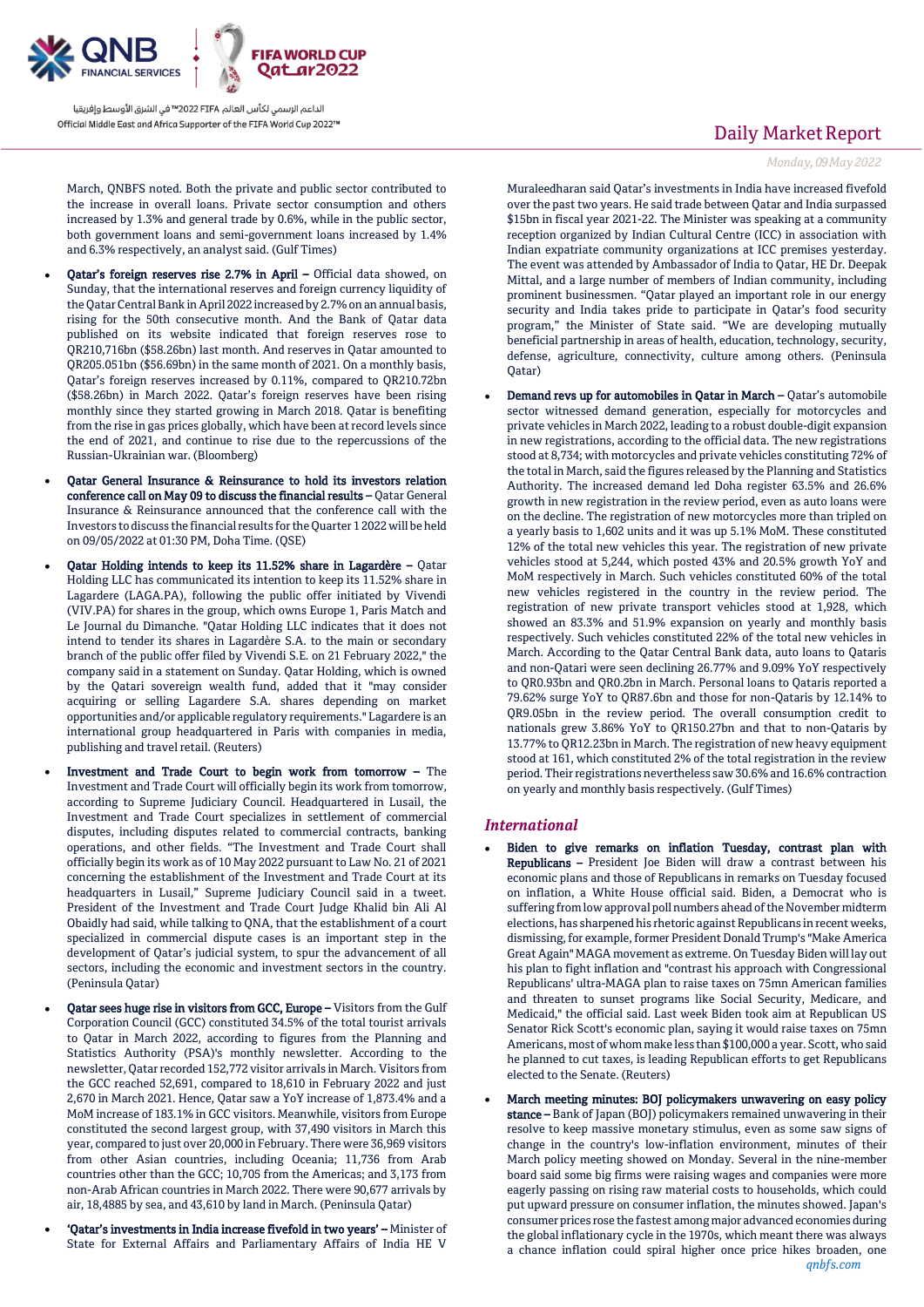March, QNBFS noted. Both the private and public sector contributed to the increase in overall loans. Private sector consumption and others increased by 1.3% and general trade by 0.6%, while in the public sector, both government loans and semi-government loans increased by 1.4% and 6.3% respectively, an analyst said. (Gulf Times)

- **Qatar's foreign reserves rise 2.7% in April –** Official data showed, on Sunday, that the international reserves and foreign currency liquidity of the Qatar Central Bank in April 2022 increased by 2.7% on an annual basis, rising for the 50th consecutive month. And the Bank of Qatar data published on its website indicated that foreign reserves rose to QR210,716bn ($58.26bn) last month. And reserves in Qatar amounted to QR205.051bn ($56.69bn) in the same month of 2021. On a monthly basis, Qatar's foreign reserves increased by 0.11%, compared to QR210.72bn ($58.26bn) in March 2022. Qatar's foreign reserves have been rising monthly since they started growing in March 2018. Qatar is benefiting from the rise in gas prices globally, which have been at record levels since the end of 2021, and continue to rise due to the repercussions of the Russian-Ukrainian war. (Bloomberg)

- **Qatar General Insurance & Reinsurance to hold its investors relation conference call on May 09 to discuss the financial results –** Qatar General Insurance & Reinsurance announced that the conference call with the Investors to discuss the financial results for the Quarter 1 2022 will be held on 09/05/2022 at 01:30 PM, Doha Time. (QSE)

- **Qatar Holding intends to keep its 11.52% share in Lagardère –** Qatar Holding LLC has communicated its intention to keep its 11.52% share in Lagardere (LAGA.PA), following the public offer initiated by Vivendi (VIV.PA) for shares in the group, which owns Europe 1, Paris Match and Le Journal du Dimanche. "Qatar Holding LLC indicates that it does not intend to tender its shares in Lagardère S.A. to the main or secondary branch of the public offer filed by Vivendi S.E. on 21 February 2022," the company said in a statement on Sunday. Qatar Holding, which is owned by the Qatari sovereign wealth fund, added that it "may consider acquiring or selling Lagardere S.A. shares depending on market opportunities and/or applicable regulatory requirements." Lagardere is an international group headquartered in Paris with companies in media, publishing and travel retail. (Reuters)

- **Investment and Trade Court to begin work from tomorrow –** The Investment and Trade Court will officially begin its work from tomorrow, according to Supreme Judiciary Council. Headquartered in Lusail, the Investment and Trade Court specializes in settlement of commercial disputes, including disputes related to commercial contracts, banking operations, and other fields. "The Investment and Trade Court shall officially begin its work as of 10 May 2022 pursuant to Law No. 21 of 2021 concerning the establishment of the Investment and Trade Court at its headquarters in Lusail," Supreme Judiciary Council said in a tweet. President of the Investment and Trade Court Judge Khalid bin Ali Al Obaidly had said, while talking to QNA, that the establishment of a court specialized in commercial dispute cases is an important step in the development of Qatar's judicial system, to spur the advancement of all sectors, including the economic and investment sectors in the country. (Peninsula Qatar)

- **Qatar sees huge rise in visitors from GCC, Europe –** Visitors from the Gulf Corporation Council (GCC) constituted 34.5% of the total tourist arrivals to Qatar in March 2022, according to figures from the Planning and Statistics Authority (PSA)'s monthly newsletter. According to the newsletter, Qatar recorded 152,772 visitor arrivals in March. Visitors from the GCC reached 52,691, compared to 18,610 in February 2022 and just 2,670 in March 2021. Hence, Qatar saw a YoY increase of 1,873.4% and a MoM increase of 183.1% in GCC visitors. Meanwhile, visitors from Europe constituted the second largest group, with 37,490 visitors in March this year, compared to just over 20,000 in February. There were 36,969 visitors from other Asian countries, including Oceania; 11,736 from Arab countries other than the GCC; 10,705 from the Americas; and 3,173 from non-Arab African countries in March 2022. There were 90,677 arrivals by air, 18,4885 by sea, and 43,610 by land in March. (Peninsula Qatar)

- **'Qatar's investments in India increase fivefold in two years' –** Minister of State for External Affairs and Parliamentary Affairs of India HE V Muraleedharan said Qatar's investments in India have increased fivefold over the past two years. He said trade between Qatar and India surpassed $15bn in fiscal year 2021-22. The Minister was speaking at a community reception organized by Indian Cultural Centre (ICC) in association with Indian expatriate community organizations at ICC premises yesterday. The event was attended by Ambassador of India to Qatar, HE Dr. Deepak Mittal, and a large number of members of Indian community, including prominent businessmen. "Qatar played an important role in our energy security and India takes pride to participate in Qatar's food security program," the Minister of State said. "We are developing mutually beneficial partnership in areas of health, education, technology, security, defense, agriculture, connectivity, culture among others. (Peninsula Qatar)

- **Demand revs up for automobiles in Qatar in March –** Qatar's automobile sector witnessed demand generation, especially for motorcycles and private vehicles in March 2022, leading to a robust double-digit expansion in new registrations, according to the official data. The new registrations stood at 8,734; with motorcycles and private vehicles constituting 72% of the total in March, said the figures released by the Planning and Statistics Authority. The increased demand led Doha register 63.5% and 26.6% growth in new registration in the review period, even as auto loans were on the decline. The registration of new motorcycles more than tripled on a yearly basis to 1,602 units and it was up 5.1% MoM. These constituted 12% of the total new vehicles this year. The registration of new private vehicles stood at 5,244, which posted 43% and 20.5% growth YoY and MoM respectively in March. Such vehicles constituted 60% of the total new vehicles registered in the country in the review period. The registration of new private transport vehicles stood at 1,928, which showed an 83.3% and 51.9% expansion on yearly and monthly basis respectively. Such vehicles constituted 22% of the total new vehicles in March. According to the Qatar Central Bank data, auto loans to Qataris and non-Qatari were seen declining 26.77% and 9.09% YoY respectively to QR0.93bn and QR0.2bn in March. Personal loans to Qataris reported a 79.62% surge YoY to QR87.6bn and those for non-Qataris by 12.14% to QR9.05bn in the review period. The overall consumption credit to nationals grew 3.86% YoY to QR150.27bn and that to non-Qataris by 13.77% to QR12.23bn in March. The registration of new heavy equipment stood at 161, which constituted 2% of the total registration in the review period. Their registrations nevertheless saw 30.6% and 16.6% contraction on yearly and monthly basis respectively. (Gulf Times)

## International

- **Biden to give remarks on inflation Tuesday, contrast plan with Republicans –** President Joe Biden will draw a contrast between his economic plans and those of Republicans in remarks on Tuesday focused on inflation, a White House official said. Biden, a Democrat who is suffering from low approval poll numbers ahead of the November midterm elections, has sharpened his rhetoric against Republicans in recent weeks, dismissing, for example, former President Donald Trump's "Make America Great Again" MAGA movement as extreme. On Tuesday Biden will lay out his plan to fight inflation and "contrast his approach with Congressional Republicans' ultra-MAGA plan to raise taxes on 75mn American families and threaten to sunset programs like Social Security, Medicare, and Medicaid," the official said. Last week Biden took aim at Republican US Senator Rick Scott's economic plan, saying it would raise taxes on 75mn Americans, most of whom make less than $100,000 a year. Scott, who said he planned to cut taxes, is leading Republican efforts to get Republicans elected to the Senate. (Reuters)

- **March meeting minutes: BOJ policymakers unwavering on easy policy stance –** Bank of Japan (BOJ) policymakers remained unwavering in their resolve to keep massive monetary stimulus, even as some saw signs of change in the country's low-inflation environment, minutes of their March policy meeting showed on Monday. Several in the nine-member board said some big firms were raising wages and companies were more eagerly passing on rising raw material costs to households, which could put upward pressure on consumer inflation, the minutes showed. Japan's consumer prices rose the fastest among major advanced economies during the global inflationary cycle in the 1970s, which meant there was always a chance inflation could spiral higher once price hikes broaden, one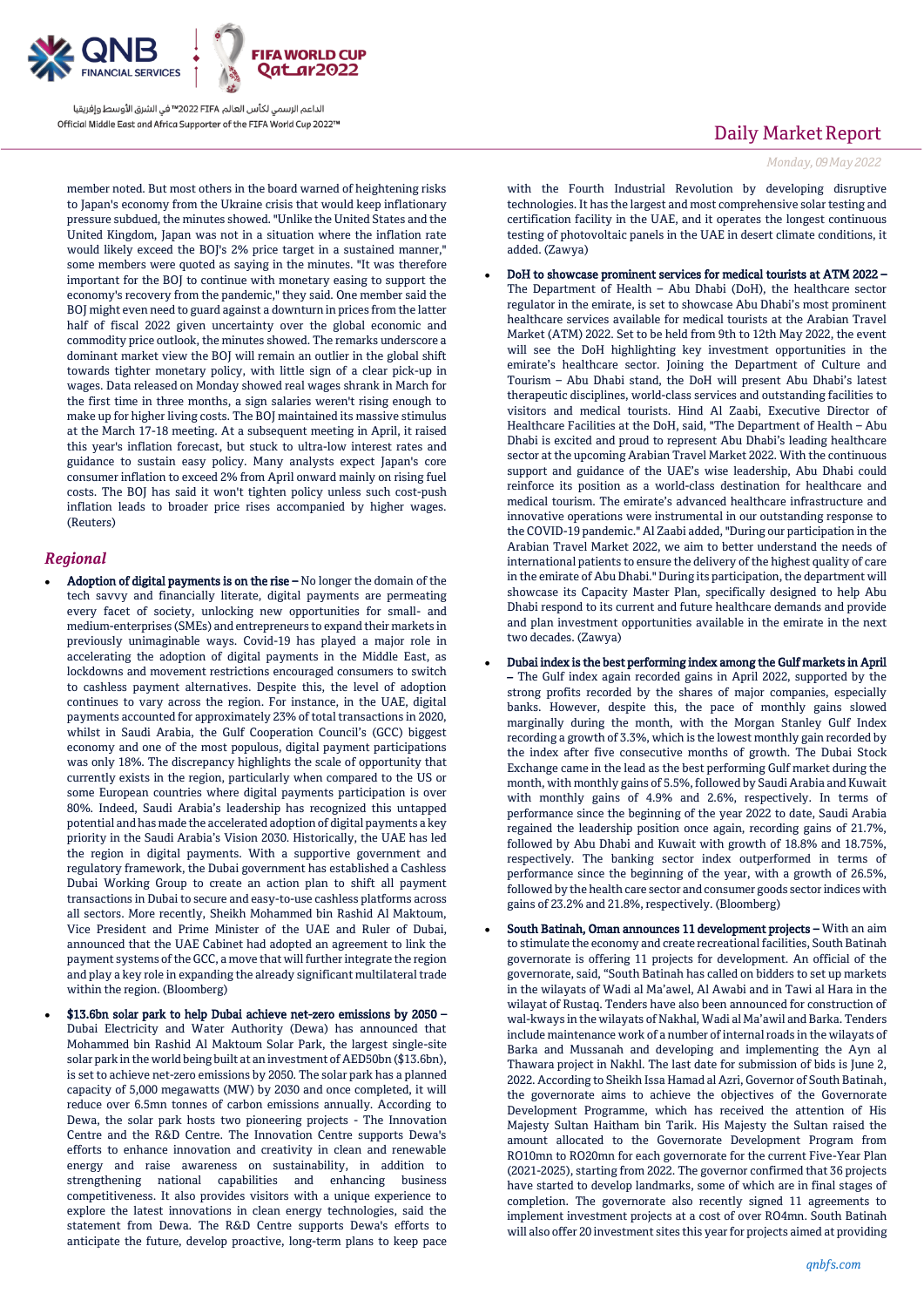member noted. But most others in the board warned of heightening risks to Japan's economy from the Ukraine crisis that would keep inflationary pressure subdued, the minutes showed. "Unlike the United States and the United Kingdom, Japan was not in a situation where the inflation rate would likely exceed the BOJ's 2% price target in a sustained manner," some members were quoted as saying in the minutes. "It was therefore important for the BOJ to continue with monetary easing to support the economy's recovery from the pandemic," they said. One member said the BOJ might even need to guard against a downturn in prices from the latter half of fiscal 2022 given uncertainty over the global economic and commodity price outlook, the minutes showed. The remarks underscore a dominant market view the BOJ will remain an outlier in the global shift towards tighter monetary policy, with little sign of a clear pick-up in wages. Data released on Monday showed real wages shrank in March for the first time in three months, a sign salaries weren't rising enough to make up for higher living costs. The BOJ maintained its massive stimulus at the March 17-18 meeting. At a subsequent meeting in April, it raised this year's inflation forecast, but stuck to ultra-low interest rates and guidance to sustain easy policy. Many analysts expect Japan's core consumer inflation to exceed 2% from April onward mainly on rising fuel costs. The BOJ has said it won't tighten policy unless such cost-push inflation leads to broader price rises accompanied by higher wages. (Reuters)

## *Regional*

- **Adoption of digital payments is on the rise –** No longer the domain of the tech savvy and financially literate, digital payments are permeating every facet of society, unlocking new opportunities for small- and medium-enterprises (SMEs) and entrepreneurs to expand their markets in previously unimaginable ways. Covid-19 has played a major role in accelerating the adoption of digital payments in the Middle East, as lockdowns and movement restrictions encouraged consumers to switch to cashless payment alternatives. Despite this, the level of adoption continues to vary across the region. For instance, in the UAE, digital payments accounted for approximately 23% of total transactions in 2020, whilst in Saudi Arabia, the Gulf Cooperation Council's (GCC) biggest economy and one of the most populous, digital payment participations was only 18%. The discrepancy highlights the scale of opportunity that currently exists in the region, particularly when compared to the US or some European countries where digital payments participation is over 80%. Indeed, Saudi Arabia's leadership has recognized this untapped potential and has made the accelerated adoption of digital payments a key priority in the Saudi Arabia's Vision 2030. Historically, the UAE has led the region in digital payments. With a supportive government and regulatory framework, the Dubai government has established a Cashless Dubai Working Group to create an action plan to shift all payment transactions in Dubai to secure and easy-to-use cashless platforms across all sectors. More recently, Sheikh Mohammed bin Rashid Al Maktoum, Vice President and Prime Minister of the UAE and Ruler of Dubai, announced that the UAE Cabinet had adopted an agreement to link the payment systems of the GCC, a move that will further integrate the region and play a key role in expanding the already significant multilateral trade within the region. (Bloomberg)

- **$13.6bn solar park to help Dubai achieve net-zero emissions by 2050 –** Dubai Electricity and Water Authority (Dewa) has announced that Mohammed bin Rashid Al Maktoum Solar Park, the largest single-site solar park in the world being built at an investment of AED50bn ($13.6bn), is set to achieve net-zero emissions by 2050. The solar park has a planned capacity of 5,000 megawatts (MW) by 2030 and once completed, it will reduce over 6.5mn tonnes of carbon emissions annually. According to Dewa, the solar park hosts two pioneering projects - The Innovation Centre and the R&D Centre. The Innovation Centre supports Dewa's efforts to enhance innovation and creativity in clean and renewable energy and raise awareness on sustainability, in addition to strengthening national capabilities and enhancing business competitiveness. It also provides visitors with a unique experience to explore the latest innovations in clean energy technologies, said the statement from Dewa. The R&D Centre supports Dewa's efforts to anticipate the future, develop proactive, long-term plans to keep pace with the Fourth Industrial Revolution by developing disruptive technologies. It has the largest and most comprehensive solar testing and certification facility in the UAE, and it operates the longest continuous testing of photovoltaic panels in the UAE in desert climate conditions, it added. (Zawya)

- **DoH to showcase prominent services for medical tourists at ATM 2022 –** The Department of Health – Abu Dhabi (DoH), the healthcare sector regulator in the emirate, is set to showcase Abu Dhabi's most prominent healthcare services available for medical tourists at the Arabian Travel Market (ATM) 2022. Set to be held from 9th to 12th May 2022, the event will see the DoH highlighting key investment opportunities in the emirate's healthcare sector. Joining the Department of Culture and Tourism – Abu Dhabi stand, the DoH will present Abu Dhabi's latest therapeutic disciplines, world-class services and outstanding facilities to visitors and medical tourists. Hind Al Zaabi, Executive Director of Healthcare Facilities at the DoH, said, "The Department of Health – Abu Dhabi is excited and proud to represent Abu Dhabi's leading healthcare sector at the upcoming Arabian Travel Market 2022. With the continuous support and guidance of the UAE's wise leadership, Abu Dhabi could reinforce its position as a world-class destination for healthcare and medical tourism. The emirate's advanced healthcare infrastructure and innovative operations were instrumental in our outstanding response to the COVID-19 pandemic." Al Zaabi added, "During our participation in the Arabian Travel Market 2022, we aim to better understand the needs of international patients to ensure the delivery of the highest quality of care in the emirate of Abu Dhabi." During its participation, the department will showcase its Capacity Master Plan, specifically designed to help Abu Dhabi respond to its current and future healthcare demands and provide and plan investment opportunities available in the emirate in the next two decades. (Zawya)

- **Dubai index is the best performing index among the Gulf markets in April –** The Gulf index again recorded gains in April 2022, supported by the strong profits recorded by the shares of major companies, especially banks. However, despite this, the pace of monthly gains slowed marginally during the month, with the Morgan Stanley Gulf Index recording a growth of 3.3%, which is the lowest monthly gain recorded by the index after five consecutive months of growth. The Dubai Stock Exchange came in the lead as the best performing Gulf market during the month, with monthly gains of 5.5%, followed by Saudi Arabia and Kuwait with monthly gains of 4.9% and 2.6%, respectively. In terms of performance since the beginning of the year 2022 to date, Saudi Arabia regained the leadership position once again, recording gains of 21.7%, followed by Abu Dhabi and Kuwait with growth of 18.8% and 18.75%, respectively. The banking sector index outperformed in terms of performance since the beginning of the year, with a growth of 26.5%, followed by the health care sector and consumer goods sector indices with gains of 23.2% and 21.8%, respectively. (Bloomberg)

- **South Batinah, Oman announces 11 development projects –** With an aim to stimulate the economy and create recreational facilities, South Batinah governorate is offering 11 projects for development. An official of the governorate, said, "South Batinah has called on bidders to set up markets in the wilayats of Wadi al Ma'awel, Al Awabi and in Tawi al Hara in the wilayat of Rustaq. Tenders have also been announced for construction of wal-kways in the wilayats of Nakhal, Wadi al Ma'awil and Barka. Tenders include maintenance work of a number of internal roads in the wilayats of Barka and Mussanah and developing and implementing the Ayn al Thawara project in Nakhl. The last date for submission of bids is June 2, 2022. According to Sheikh Issa Hamad al Azri, Governor of South Batinah, the governorate aims to achieve the objectives of the Governorate Development Programme, which has received the attention of His Majesty Sultan Haitham bin Tarik. His Majesty the Sultan raised the amount allocated to the Governorate Development Program from RO10mn to RO20mn for each governorate for the current Five-Year Plan (2021-2025), starting from 2022. The governor confirmed that 36 projects have started to develop landmarks, some of which are in final stages of completion. The governorate also recently signed 11 agreements to implement investment projects at a cost of over RO4mn. South Batinah will also offer 20 investment sites this year for projects aimed at providing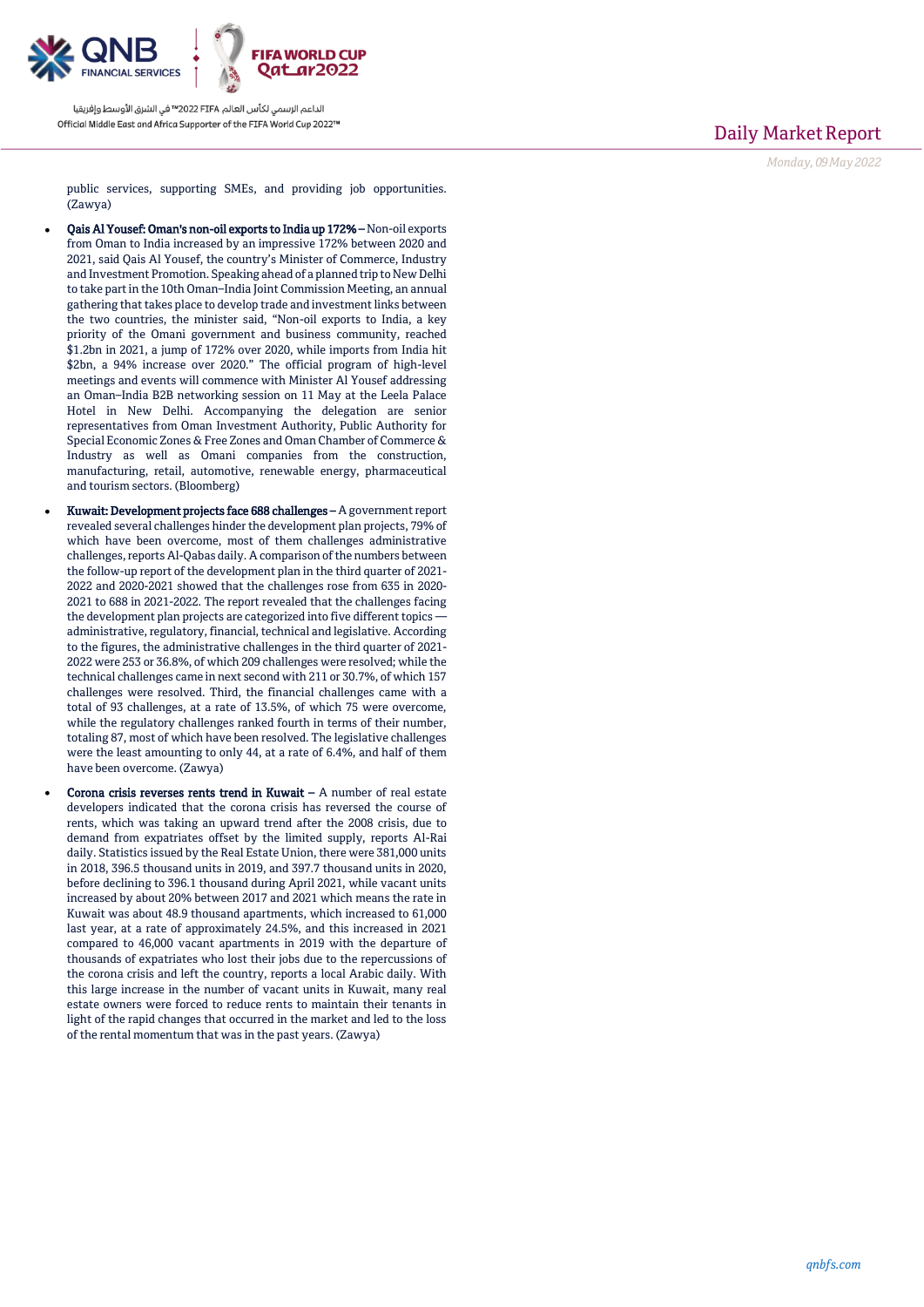public services, supporting SMEs, and providing job opportunities. (Zawya)

- **Qais Al Yousef: Oman's non-oil exports to India up 172%** – Non-oil exports from Oman to India increased by an impressive 172% between 2020 and 2021, said Qais Al Yousef, the country's Minister of Commerce, Industry and Investment Promotion. Speaking ahead of a planned trip to New Delhi to take part in the 10th Oman–India Joint Commission Meeting, an annual gathering that takes place to develop trade and investment links between the two countries, the minister said, "Non-oil exports to India, a key priority of the Omani government and business community, reached $1.2bn in 2021, a jump of 172% over 2020, while imports from India hit $2bn, a 94% increase over 2020." The official program of high-level meetings and events will commence with Minister Al Yousef addressing an Oman–India B2B networking session on 11 May at the Leela Palace Hotel in New Delhi. Accompanying the delegation are senior representatives from Oman Investment Authority, Public Authority for Special Economic Zones & Free Zones and Oman Chamber of Commerce & Industry as well as Omani companies from the construction, manufacturing, retail, automotive, renewable energy, pharmaceutical and tourism sectors. (Bloomberg)

- **Kuwait: Development projects face 688 challenges** – A government report revealed several challenges hinder the development plan projects, 79% of which have been overcome, most of them challenges administrative challenges, reports Al-Qabas daily. A comparison of the numbers between the follow-up report of the development plan in the third quarter of 2021-2022 and 2020-2021 showed that the challenges rose from 635 in 2020-2021 to 688 in 2021-2022. The report revealed that the challenges facing the development plan projects are categorized into five different topics — administrative, regulatory, financial, technical and legislative. According to the figures, the administrative challenges in the third quarter of 2021-2022 were 253 or 36.8%, of which 209 challenges were resolved; while the technical challenges came in next second with 211 or 30.7%, of which 157 challenges were resolved. Third, the financial challenges came with a total of 93 challenges, at a rate of 13.5%, of which 75 were overcome, while the regulatory challenges ranked fourth in terms of their number, totaling 87, most of which have been resolved. The legislative challenges were the least amounting to only 44, at a rate of 6.4%, and half of them have been overcome. (Zawya)

- **Corona crisis reverses rents trend in Kuwait** – A number of real estate developers indicated that the corona crisis has reversed the course of rents, which was taking an upward trend after the 2008 crisis, due to demand from expatriates offset by the limited supply, reports Al-Rai daily. Statistics issued by the Real Estate Union, there were 381,000 units in 2018, 396.5 thousand units in 2019, and 397.7 thousand units in 2020, before declining to 396.1 thousand during April 2021, while vacant units increased by about 20% between 2017 and 2021 which means the rate in Kuwait was about 48.9 thousand apartments, which increased to 61,000 last year, at a rate of approximately 24.5%, and this increased in 2021 compared to 46,000 vacant apartments in 2019 with the departure of thousands of expatriates who lost their jobs due to the repercussions of the corona crisis and left the country, reports a local Arabic daily. With this large increase in the number of vacant units in Kuwait, many real estate owners were forced to reduce rents to maintain their tenants in light of the rapid changes that occurred in the market and led to the loss of the rental momentum that was in the past years. (Zawya)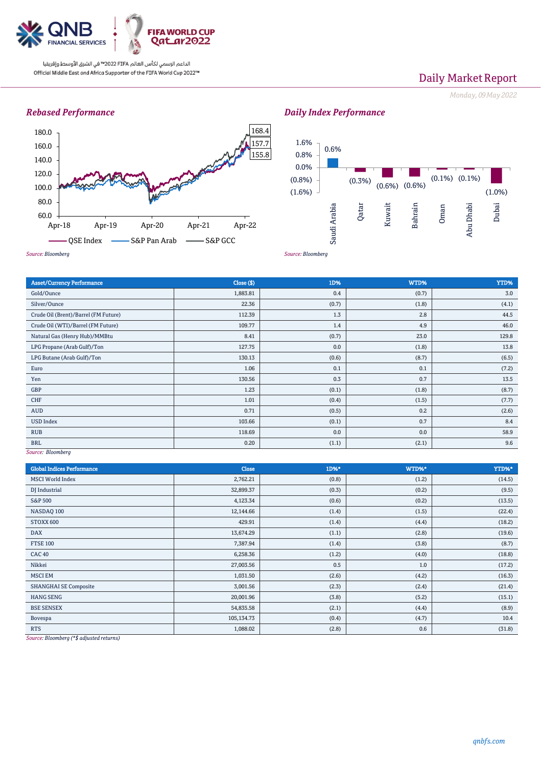Daily Market Report

*Monday, 09 May 2022*

## Rebased Performance

*Source: Bloomberg*

## Daily Index Performance

| Market | Performance |
|---|---|
| Saudi Arabia | 0.6% |
| Qatar | (0.3%) |
| Kuwait | (0.6%) |
| Bahrain | (0.6%) |
| Oman | (0.1%) |
| Abu Dhabi | (0.1%) |
| Dubai | (1.0%) |

*Source: Bloomberg*

| Asset/Currency Performance | Close ($) | 1D% | WTD% | YTD% |
|---|---|---|---|---|
| Gold/Ounce | 1,883.81 | 0.4 | (0.7) | 3.0 |
| Silver/Ounce | 22.36 | (0.7) | (1.8) | (4.1) |
| Crude Oil (Brent)/Barrel (FM Future) | 112.39 | 1.3 | 2.8 | 44.5 |
| Crude Oil (WTI)/Barrel (FM Future) | 109.77 | 1.4 | 4.9 | 46.0 |
| Natural Gas (Henry Hub)/MMBtu | 8.41 | (0.7) | 23.0 | 129.8 |
| LPG Propane (Arab Gulf)/Ton | 127.75 | 0.0 | (1.8) | 13.8 |
| LPG Butane (Arab Gulf)/Ton | 130.13 | (0.6) | (8.7) | (6.5) |
| Euro | 1.06 | 0.1 | 0.1 | (7.2) |
| Yen | 130.56 | 0.3 | 0.7 | 13.5 |
| GBP | 1.23 | (0.1) | (1.8) | (8.7) |
| CHF | 1.01 | (0.4) | (1.5) | (7.7) |
| AUD | 0.71 | (0.5) | 0.2 | (2.6) |
| USD Index | 103.66 | (0.1) | 0.7 | 8.4 |
| RUB | 118.69 | 0.0 | 0.0 | 58.9 |
| BRL | 0.20 | (1.1) | (2.1) | 9.6 |

*Source: Bloomberg*

| Global Indices Performance | Close | 1D%* | WTD%* | YTD%* |
|---|---|---|---|---|
| MSCI World Index | 2,762.21 | (0.8) | (1.2) | (14.5) |
| DJ Industrial | 32,899.37 | (0.3) | (0.2) | (9.5) |
| S&P 500 | 4,123.34 | (0.6) | (0.2) | (13.5) |
| NASDAQ 100 | 12,144.66 | (1.4) | (1.5) | (22.4) |
| STOXX 600 | 429.91 | (1.4) | (4.4) | (18.2) |
| DAX | 13,674.29 | (1.1) | (2.8) | (19.6) |
| FTSE 100 | 7,387.94 | (1.4) | (3.8) | (8.7) |
| CAC 40 | 6,258.36 | (1.2) | (4.0) | (18.8) |
| Nikkei | 27,003.56 | 0.5 | 1.0 | (17.2) |
| MSCI EM | 1,031.50 | (2.6) | (4.2) | (16.3) |
| SHANGHAI SE Composite | 3,001.56 | (2.3) | (2.4) | (21.4) |
| HANG SENG | 20,001.96 | (3.8) | (5.2) | (15.1) |
| BSE SENSEX | 54,835.58 | (2.1) | (4.4) | (8.9) |
| Bovespa | 105,134.73 | (0.4) | (4.7) | 10.4 |
| RTS | 1,088.02 | (2.8) | 0.6 | (31.8) |

*Source: Bloomberg (*$ adjusted returns)*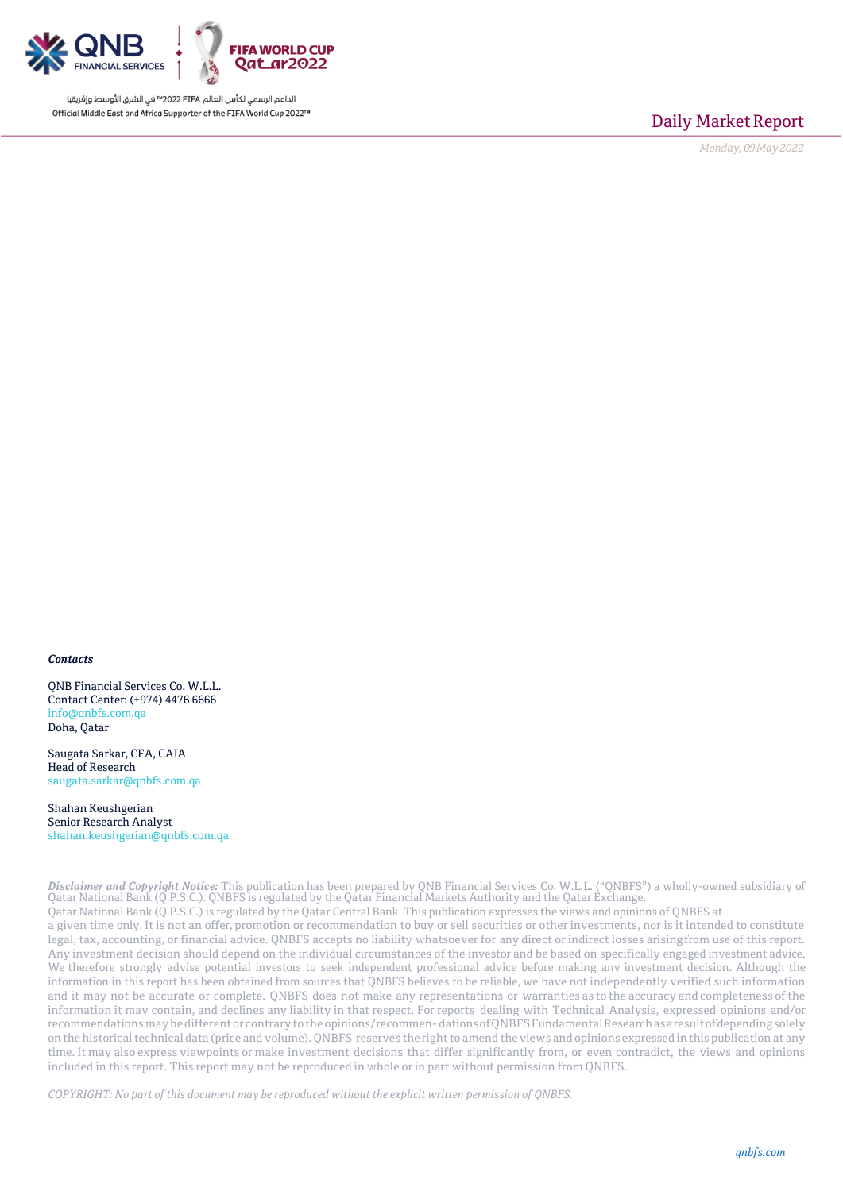الداعم الرسمي لكأس العالم FIFA 2022™ في الشرق الأوسط وإفريقيا

Official Middle East and Africa Supporter of the FIFA World Cup 2022™

# Daily Market Report

*Monday, 09 May 2022*

***Contacts***

QNB Financial Services Co. W.L.L.
Contact Center: (+974) 4476 6666
info@qnbfs.com.qa
Doha, Qatar

Saugata Sarkar, CFA, CAIA
Head of Research
saugata.sarkar@qnbfs.com.qa

Shahan Keushgerian
Senior Research Analyst
shahan.keushgerian@qnbfs.com.qa

***Disclaimer and Copyright Notice:*** This publication has been prepared by QNB Financial Services Co. W.L.L. ("QNBFS") a wholly-owned subsidiary of Qatar National Bank (Q.P.S.C.). QNBFS is regulated by the Qatar Financial Markets Authority and the Qatar Exchange. Qatar National Bank (Q.P.S.C.) is regulated by the Qatar Central Bank. This publication expresses the views and opinions of QNBFS at a given time only. It is not an offer, promotion or recommendation to buy or sell securities or other investments, nor is it intended to constitute legal, tax, accounting, or financial advice. QNBFS accepts no liability whatsoever for any direct or indirect losses arising from use of this report. Any investment decision should depend on the individual circumstances of the investor and be based on specifically engaged investment advice. We therefore strongly advise potential investors to seek independent professional advice before making any investment decision. Although the information in this report has been obtained from sources that QNBFS believes to be reliable, we have not independently verified such information and it may not be accurate or complete. QNBFS does not make any representations or warranties as to the accuracy and completeness of the information it may contain, and declines any liability in that respect. For reports dealing with Technical Analysis, expressed opinions and/or recommendations may be different or contrary to the opinions/recommen- dations of QNBFS Fundamental Research as a result of depending solely on the historical technical data (price and volume). QNBFS reserves the right to amend the views and opinions expressed in this publication at any time. It may also express viewpoints or make investment decisions that differ significantly from, or even contradict, the views and opinions included in this report. This report may not be reproduced in whole or in part without permission from QNBFS.

*COPYRIGHT: No part of this document may be reproduced without the explicit written permission of QNBFS.*

*qnbfs.com*